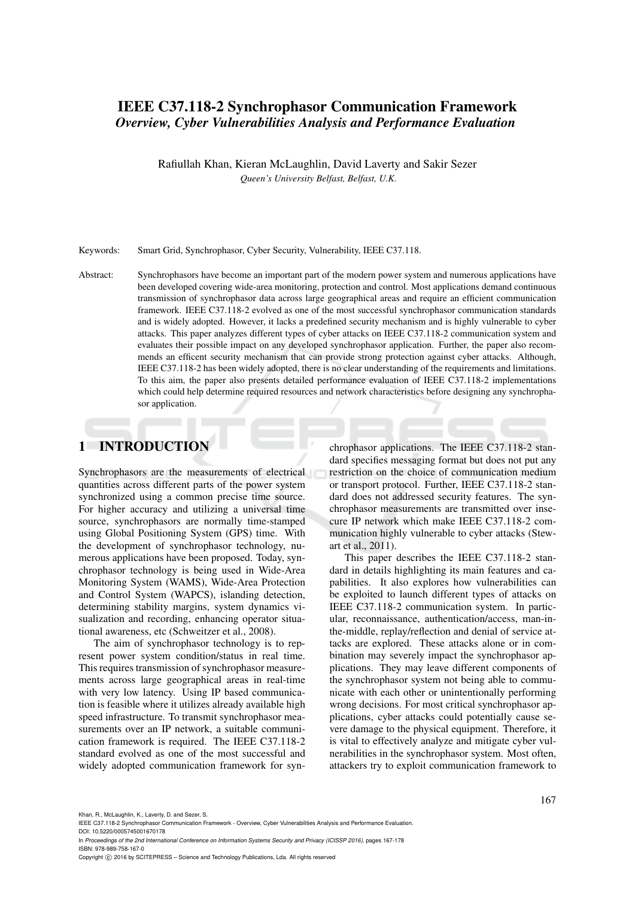# IEEE C37.118-2 Synchrophasor Communication Framework

## *Overview, Cyber Vulnerabilities Analysis and Performance Evaluation*

Rafiullah Khan, Kieran McLaughlin, David Laverty and Sakir Sezer

*Queen's University Belfast, Belfast, U.K.*

Keywords: Smart Grid, Synchrophasor, Cyber Security, Vulnerability, IEEE C37.118.

Abstract: Synchrophasors have become an important part of the modern power system and numerous applications have been developed covering wide-area monitoring, protection and control. Most applications demand continuous transmission of synchrophasor data across large geographical areas and require an efficient communication framework. IEEE C37.118-2 evolved as one of the most successful synchrophasor communication standards and is widely adopted. However, it lacks a predefined security mechanism and is highly vulnerable to cyber attacks. This paper analyzes different types of cyber attacks on IEEE C37.118-2 communication system and evaluates their possible impact on any developed synchrophasor application. Further, the paper also recommends an efficent security mechanism that can provide strong protection against cyber attacks. Although, IEEE C37.118-2 has been widely adopted, there is no clear understanding of the requirements and limitations. To this aim, the paper also presents detailed performance evaluation of IEEE C37.118-2 implementations which could help determine required resources and network characteristics before designing any synchrophasor application.

## 1 INTRODUCTION

Synchrophasors are the measurements of electrical quantities across different parts of the power system synchronized using a common precise time source. For higher accuracy and utilizing a universal time source, synchrophasors are normally time-stamped using Global Positioning System (GPS) time. With the development of synchrophasor technology, numerous applications have been proposed. Today, synchrophasor technology is being used in Wide-Area Monitoring System (WAMS), Wide-Area Protection and Control System (WAPCS), islanding detection, determining stability margins, system dynamics visualization and recording, enhancing operator situational awareness, etc (Schweitzer et al., 2008).

The aim of synchrophasor technology is to represent power system condition/status in real time. This requires transmission of synchrophasor measurements across large geographical areas in real-time with very low latency. Using IP based communication is feasible where it utilizes already available high speed infrastructure. To transmit synchrophasor measurements over an IP network, a suitable communication framework is required. The IEEE C37.118-2 standard evolved as one of the most successful and widely adopted communication framework for synchrophasor applications. The IEEE C37.118-2 standard specifies messaging format but does not put any restriction on the choice of communication medium or transport protocol. Further, IEEE C37.118-2 standard does not addressed security features. The synchrophasor measurements are transmitted over insecure IP network which make IEEE C37.118-2 communication highly vulnerable to cyber attacks (Stewart et al., 2011).

This paper describes the IEEE C37.118-2 standard in details highlighting its main features and capabilities. It also explores how vulnerabilities can be exploited to launch different types of attacks on IEEE C37.118-2 communication system. In particular, reconnaissance, authentication/access, man-in-the-middle, replay/reflection and denial of service attacks are explored. These attacks alone or in combination may severely impact the synchrophasor applications. They may leave different components of the synchrophasor system not being able to communicate with each other or unintentionally performing wrong decisions. For most critical synchrophasor applications, cyber attacks could potentially cause severe damage to the physical equipment. Therefore, it is vital to effectively analyze and mitigate cyber vulnerabilities in the synchrophasor system. Most often, attackers try to exploit communication framework to

Khan, R., McLaughlin, K., Laverty, D. and Sezer, S.
IEEE C37.118-2 Synchrophasor Communication Framework - Overview, Cyber Vulnerabilities Analysis and Performance Evaluation.
DOI: 10.5220/0005745001670178
In *Proceedings of the 2nd International Conference on Information Systems Security and Privacy (ICISSP 2016)*, pages 167-178
ISBN: 978-989-758-167-0
Copyright © 2016 by SCITEPRESS – Science and Technology Publications, Lda. All rights reserved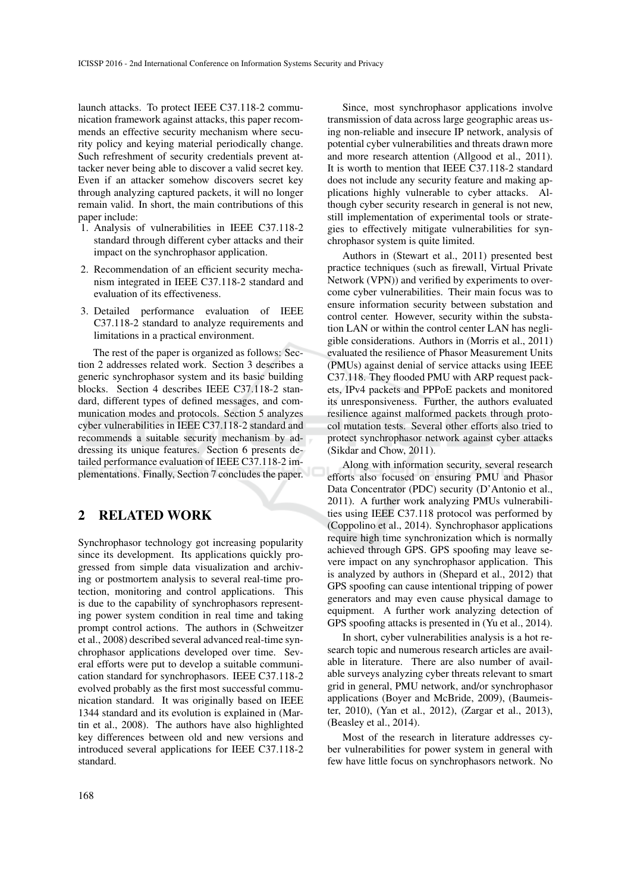launch attacks. To protect IEEE C37.118-2 communication framework against attacks, this paper recommends an effective security mechanism where security policy and keying material periodically change. Such refreshment of security credentials prevent attacker never being able to discover a valid secret key. Even if an attacker somehow discovers secret key through analyzing captured packets, it will no longer remain valid. In short, the main contributions of this paper include:

1. Analysis of vulnerabilities in IEEE C37.118-2 standard through different cyber attacks and their impact on the synchrophasor application.
2. Recommendation of an efficient security mechanism integrated in IEEE C37.118-2 standard and evaluation of its effectiveness.
3. Detailed performance evaluation of IEEE C37.118-2 standard to analyze requirements and limitations in a practical environment.

The rest of the paper is organized as follows: Section 2 addresses related work. Section 3 describes a generic synchrophasor system and its basic building blocks. Section 4 describes IEEE C37.118-2 standard, different types of defined messages, and communication modes and protocols. Section 5 analyzes cyber vulnerabilities in IEEE C37.118-2 standard and recommends a suitable security mechanism by addressing its unique features. Section 6 presents detailed performance evaluation of IEEE C37.118-2 implementations. Finally, Section 7 concludes the paper.

## 2 RELATED WORK

Synchrophasor technology got increasing popularity since its development. Its applications quickly progressed from simple data visualization and archiving or postmortem analysis to several real-time protection, monitoring and control applications. This is due to the capability of synchrophasors representing power system condition in real time and taking prompt control actions. The authors in (Schweitzer et al., 2008) described several advanced real-time synchrophasor applications developed over time. Several efforts were put to develop a suitable communication standard for synchrophasors. IEEE C37.118-2 evolved probably as the first most successful communication standard. It was originally based on IEEE 1344 standard and its evolution is explained in (Martin et al., 2008). The authors have also highlighted key differences between old and new versions and introduced several applications for IEEE C37.118-2 standard.

Since, most synchrophasor applications involve transmission of data across large geographic areas using non-reliable and insecure IP network, analysis of potential cyber vulnerabilities and threats drawn more and more research attention (Allgood et al., 2011). It is worth to mention that IEEE C37.118-2 standard does not include any security feature and making applications highly vulnerable to cyber attacks. Although cyber security research in general is not new, still implementation of experimental tools or strategies to effectively mitigate vulnerabilities for synchrophasor system is quite limited.

Authors in (Stewart et al., 2011) presented best practice techniques (such as firewall, Virtual Private Network (VPN)) and verified by experiments to overcome cyber vulnerabilities. Their main focus was to ensure information security between substation and control center. However, security within the substation LAN or within the control center LAN has negligible considerations. Authors in (Morris et al., 2011) evaluated the resilience of Phasor Measurement Units (PMUs) against denial of service attacks using IEEE C37.118. They flooded PMU with ARP request packets, IPv4 packets and PPPoE packets and monitored its unresponsiveness. Further, the authors evaluated resilience against malformed packets through protocol mutation tests. Several other efforts also tried to protect synchrophasor network against cyber attacks (Sikdar and Chow, 2011).

Along with information security, several research efforts also focused on ensuring PMU and Phasor Data Concentrator (PDC) security (D'Antonio et al., 2011). A further work analyzing PMUs vulnerabilities using IEEE C37.118 protocol was performed by (Coppolino et al., 2014). Synchrophasor applications require high time synchronization which is normally achieved through GPS. GPS spoofing may leave severe impact on any synchrophasor application. This is analyzed by authors in (Shepard et al., 2012) that GPS spoofing can cause intentional tripping of power generators and may even cause physical damage to equipment. A further work analyzing detection of GPS spoofing attacks is presented in (Yu et al., 2014).

In short, cyber vulnerabilities analysis is a hot research topic and numerous research articles are available in literature. There are also number of available surveys analyzing cyber threats relevant to smart grid in general, PMU network, and/or synchrophasor applications (Boyer and McBride, 2009), (Baumeister, 2010), (Yan et al., 2012), (Zargar et al., 2013), (Beasley et al., 2014).

Most of the research in literature addresses cyber vulnerabilities for power system in general with few have little focus on synchrophasors network. No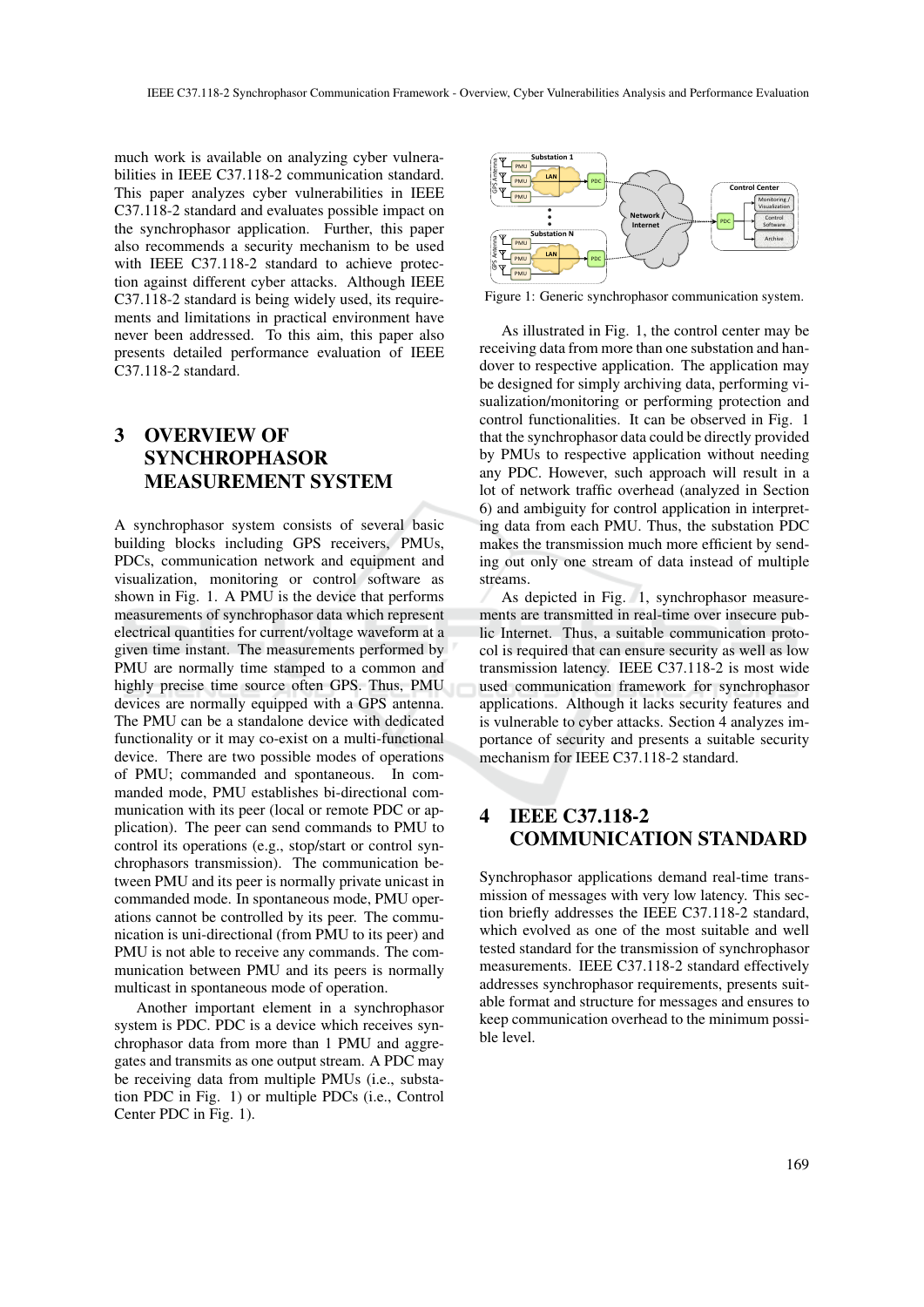much work is available on analyzing cyber vulnerabilities in IEEE C37.118-2 communication standard. This paper analyzes cyber vulnerabilities in IEEE C37.118-2 standard and evaluates possible impact on the synchrophasor application. Further, this paper also recommends a security mechanism to be used with IEEE C37.118-2 standard to achieve protection against different cyber attacks. Although IEEE C37.118-2 standard is being widely used, its requirements and limitations in practical environment have never been addressed. To this aim, this paper also presents detailed performance evaluation of IEEE C37.118-2 standard.

## 3 OVERVIEW OF SYNCHROPHASOR MEASUREMENT SYSTEM

A synchrophasor system consists of several basic building blocks including GPS receivers, PMUs, PDCs, communication network and equipment and visualization, monitoring or control software as shown in Fig. 1. A PMU is the device that performs measurements of synchrophasor data which represent electrical quantities for current/voltage waveform at a given time instant. The measurements performed by PMU are normally time stamped to a common and highly precise time source often GPS. Thus, PMU devices are normally equipped with a GPS antenna. The PMU can be a standalone device with dedicated functionality or it may co-exist on a multi-functional device. There are two possible modes of operations of PMU; commanded and spontaneous. In commanded mode, PMU establishes bi-directional communication with its peer (local or remote PDC or application). The peer can send commands to PMU to control its operations (e.g., stop/start or control synchrophasors transmission). The communication between PMU and its peer is normally private unicast in commanded mode. In spontaneous mode, PMU operations cannot be controlled by its peer. The communication is uni-directional (from PMU to its peer) and PMU is not able to receive any commands. The communication between PMU and its peers is normally multicast in spontaneous mode of operation.

Another important element in a synchrophasor system is PDC. PDC is a device which receives synchrophasor data from more than 1 PMU and aggregates and transmits as one output stream. A PDC may be receiving data from multiple PMUs (i.e., substation PDC in Fig. 1) or multiple PDCs (i.e., Control Center PDC in Fig. 1).

Figure 1: Generic synchrophasor communication system.

As illustrated in Fig. 1, the control center may be receiving data from more than one substation and handover to respective application. The application may be designed for simply archiving data, performing visualization/monitoring or performing protection and control functionalities. It can be observed in Fig. 1 that the synchrophasor data could be directly provided by PMUs to respective application without needing any PDC. However, such approach will result in a lot of network traffic overhead (analyzed in Section 6) and ambiguity for control application in interpreting data from each PMU. Thus, the substation PDC makes the transmission much more efficient by sending out only one stream of data instead of multiple streams.

As depicted in Fig. 1, synchrophasor measurements are transmitted in real-time over insecure public Internet. Thus, a suitable communication protocol is required that can ensure security as well as low transmission latency. IEEE C37.118-2 is most wide used communication framework for synchrophasor applications. Although it lacks security features and is vulnerable to cyber attacks. Section 4 analyzes importance of security and presents a suitable security mechanism for IEEE C37.118-2 standard.

## 4 IEEE C37.118-2 COMMUNICATION STANDARD

Synchrophasor applications demand real-time transmission of messages with very low latency. This section briefly addresses the IEEE C37.118-2 standard, which evolved as one of the most suitable and well tested standard for the transmission of synchrophasor measurements. IEEE C37.118-2 standard effectively addresses synchrophasor requirements, presents suitable format and structure for messages and ensures to keep communication overhead to the minimum possible level.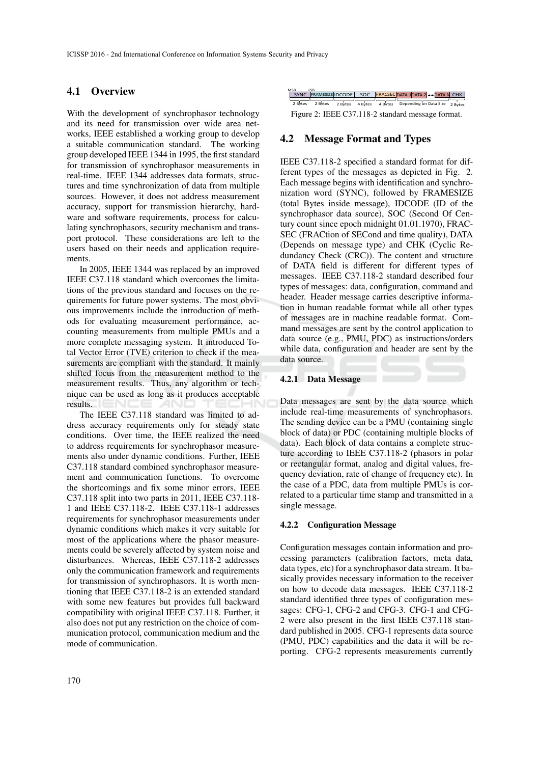## 4.1 Overview

With the development of synchrophasor technology and its need for transmission over wide area networks, IEEE established a working group to develop a suitable communication standard. The working group developed IEEE 1344 in 1995, the first standard for transmission of synchrophasor measurements in real-time. IEEE 1344 addresses data formats, structures and time synchronization of data from multiple sources. However, it does not address measurement accuracy, support for transmission hierarchy, hardware and software requirements, process for calculating synchrophasors, security mechanism and transport protocol. These considerations are left to the users based on their needs and application requirements.

In 2005, IEEE 1344 was replaced by an improved IEEE C37.118 standard which overcomes the limitations of the previous standard and focuses on the requirements for future power systems. The most obvious improvements include the introduction of methods for evaluating measurement performance, accounting measurements from multiple PMUs and a more complete messaging system. It introduced Total Vector Error (TVE) criterion to check if the measurements are compliant with the standard. It mainly shifted focus from the measurement method to the measurement results. Thus, any algorithm or technique can be used as long as it produces acceptable results.

The IEEE C37.118 standard was limited to address accuracy requirements only for steady state conditions. Over time, the IEEE realized the need to address requirements for synchrophasor measurements also under dynamic conditions. Further, IEEE C37.118 standard combined synchrophasor measurement and communication functions. To overcome the shortcomings and fix some minor errors, IEEE C37.118 split into two parts in 2011, IEEE C37.118-1 and IEEE C37.118-2. IEEE C37.118-1 addresses requirements for synchrophasor measurements under dynamic conditions which makes it very suitable for most of the applications where the phasor measurements could be severely affected by system noise and disturbances. Whereas, IEEE C37.118-2 addresses only the communication framework and requirements for transmission of synchrophasors. It is worth mentioning that IEEE C37.118-2 is an extended standard with some new features but provides full backward compatibility with original IEEE C37.118. Further, it also does not put any restriction on the choice of communication protocol, communication medium and the mode of communication.

| SYNC | FRAMESIZE | IDCODE | SOC | FRACSEC | DATA 1 | DATA 2 | ... | DATA N | CHK |
|---|---|---|---|---|---|---|---|---|---|
| 2 Bytes | 2 Bytes | 2 Bytes | 4 Bytes | 4 Bytes | Depending on Data Size | | | | 2 Bytes |

Figure 2: IEEE C37.118-2 standard message format.

## 4.2 Message Format and Types

IEEE C37.118-2 specified a standard format for different types of the messages as depicted in Fig. 2. Each message begins with identification and synchronization word (SYNC), followed by FRAMESIZE (total Bytes inside message), IDCODE (ID of the synchrophasor data source), SOC (Second Of Century count since epoch midnight 01.01.1970), FRACSEC (FRACtion of SECond and time quality), DATA (Depends on message type) and CHK (Cyclic Redundancy Check (CRC)). The content and structure of DATA field is different for different types of messages. IEEE C37.118-2 standard described four types of messages: data, configuration, command and header. Header message carries descriptive information in human readable format while all other types of messages are in machine readable format. Command messages are sent by the control application to data source (e.g., PMU, PDC) as instructions/orders while data, configuration and header are sent by the data source.

### 4.2.1 Data Message

Data messages are sent by the data source which include real-time measurements of synchrophasors. The sending device can be a PMU (containing single block of data) or PDC (containing multiple blocks of data). Each block of data contains a complete structure according to IEEE C37.118-2 (phasors in polar or rectangular format, analog and digital values, frequency deviation, rate of change of frequency etc). In the case of a PDC, data from multiple PMUs is correlated to a particular time stamp and transmitted in a single message.

### 4.2.2 Configuration Message

Configuration messages contain information and processing parameters (calibration factors, meta data, data types, etc) for a synchrophasor data stream. It basically provides necessary information to the receiver on how to decode data messages. IEEE C37.118-2 standard identified three types of configuration messages: CFG-1, CFG-2 and CFG-3. CFG-1 and CFG-2 were also present in the first IEEE C37.118 standard published in 2005. CFG-1 represents data source (PMU, PDC) capabilities and the data it will be reporting. CFG-2 represents measurements currently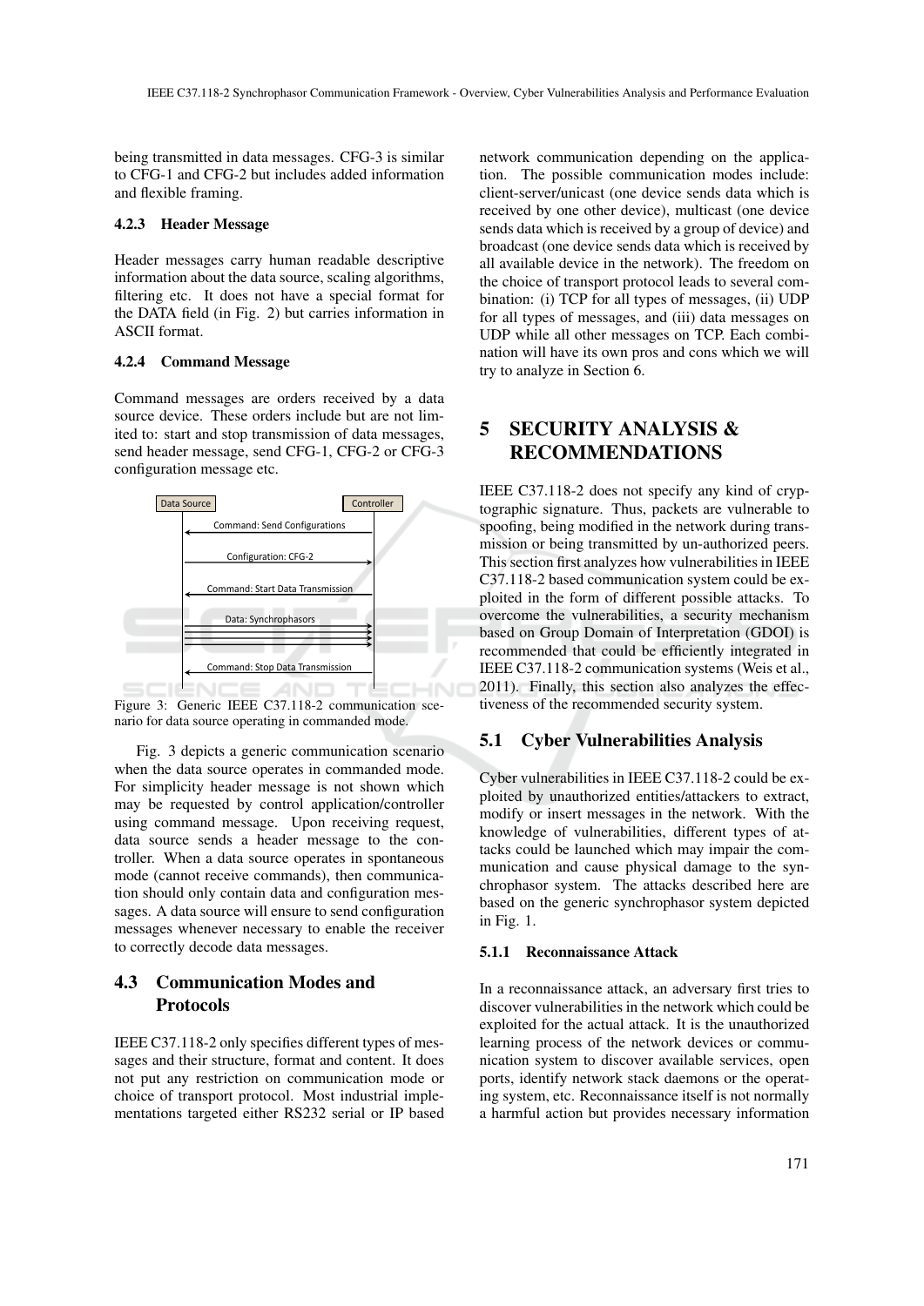being transmitted in data messages. CFG-3 is similar to CFG-1 and CFG-2 but includes added information and flexible framing.

#### 4.2.3 Header Message

Header messages carry human readable descriptive information about the data source, scaling algorithms, filtering etc. It does not have a special format for the DATA field (in Fig. 2) but carries information in ASCII format.

#### 4.2.4 Command Message

Command messages are orders received by a data source device. These orders include but are not limited to: start and stop transmission of data messages, send header message, send CFG-1, CFG-2 or CFG-3 configuration message etc.

Figure 3: Generic IEEE C37.118-2 communication scenario for data source operating in commanded mode.

Fig. 3 depicts a generic communication scenario when the data source operates in commanded mode. For simplicity header message is not shown which may be requested by control application/controller using command message. Upon receiving request, data source sends a header message to the controller. When a data source operates in spontaneous mode (cannot receive commands), then communication should only contain data and configuration messages. A data source will ensure to send configuration messages whenever necessary to enable the receiver to correctly decode data messages.

### 4.3 Communication Modes and Protocols

IEEE C37.118-2 only specifies different types of messages and their structure, format and content. It does not put any restriction on communication mode or choice of transport protocol. Most industrial implementations targeted either RS232 serial or IP based network communication depending on the application. The possible communication modes include: client-server/unicast (one device sends data which is received by one other device), multicast (one device sends data which is received by a group of device) and broadcast (one device sends data which is received by all available device in the network). The freedom on the choice of transport protocol leads to several combination: (i) TCP for all types of messages, (ii) UDP for all types of messages, and (iii) data messages on UDP while all other messages on TCP. Each combination will have its own pros and cons which we will try to analyze in Section 6.

## 5 SECURITY ANALYSIS & RECOMMENDATIONS

IEEE C37.118-2 does not specify any kind of cryptographic signature. Thus, packets are vulnerable to spoofing, being modified in the network during transmission or being transmitted by un-authorized peers. This section first analyzes how vulnerabilities in IEEE C37.118-2 based communication system could be exploited in the form of different possible attacks. To overcome the vulnerabilities, a security mechanism based on Group Domain of Interpretation (GDOI) is recommended that could be efficiently integrated in IEEE C37.118-2 communication systems (Weis et al., 2011). Finally, this section also analyzes the effectiveness of the recommended security system.

### 5.1 Cyber Vulnerabilities Analysis

Cyber vulnerabilities in IEEE C37.118-2 could be exploited by unauthorized entities/attackers to extract, modify or insert messages in the network. With the knowledge of vulnerabilities, different types of attacks could be launched which may impair the communication and cause physical damage to the synchrophasor system. The attacks described here are based on the generic synchrophasor system depicted in Fig. 1.

#### 5.1.1 Reconnaissance Attack

In a reconnaissance attack, an adversary first tries to discover vulnerabilities in the network which could be exploited for the actual attack. It is the unauthorized learning process of the network devices or communication system to discover available services, open ports, identify network stack daemons or the operating system, etc. Reconnaissance itself is not normally a harmful action but provides necessary information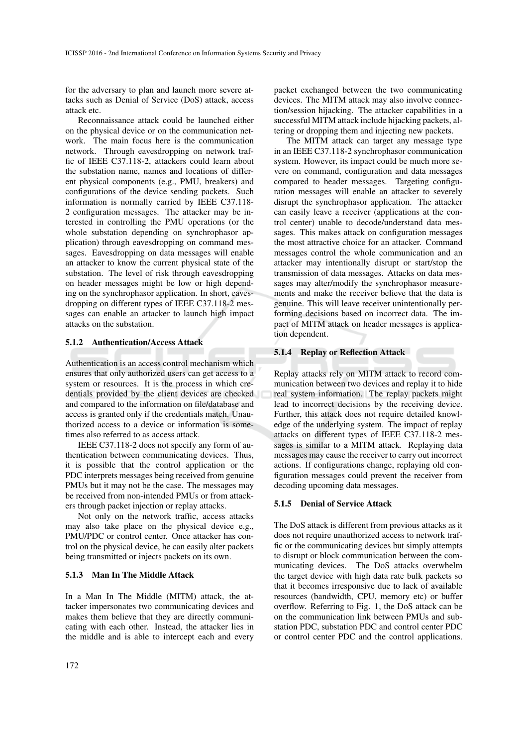for the adversary to plan and launch more severe attacks such as Denial of Service (DoS) attack, access attack etc.

Reconnaissance attack could be launched either on the physical device or on the communication network. The main focus here is the communication network. Through eavesdropping on network traffic of IEEE C37.118-2, attackers could learn about the substation name, names and locations of different physical components (e.g., PMU, breakers) and configurations of the device sending packets. Such information is normally carried by IEEE C37.118-2 configuration messages. The attacker may be interested in controlling the PMU operations (or the whole substation depending on synchrophasor application) through eavesdropping on command messages. Eavesdropping on data messages will enable an attacker to know the current physical state of the substation. The level of risk through eavesdropping on header messages might be low or high depending on the synchrophasor application. In short, eavesdropping on different types of IEEE C37.118-2 messages can enable an attacker to launch high impact attacks on the substation.

#### 5.1.2 Authentication/Access Attack

Authentication is an access control mechanism which ensures that only authorized users can get access to a system or resources. It is the process in which credentials provided by the client devices are checked and compared to the information on file/database and access is granted only if the credentials match. Unauthorized access to a device or information is sometimes also referred to as access attack.

IEEE C37.118-2 does not specify any form of authentication between communicating devices. Thus, it is possible that the control application or the PDC interprets messages being received from genuine PMUs but it may not be the case. The messages may be received from non-intended PMUs or from attackers through packet injection or replay attacks.

Not only on the network traffic, access attacks may also take place on the physical device e.g., PMU/PDC or control center. Once attacker has control on the physical device, he can easily alter packets being transmitted or injects packets on its own.

#### 5.1.3 Man In The Middle Attack

In a Man In The Middle (MITM) attack, the attacker impersonates two communicating devices and makes them believe that they are directly communicating with each other. Instead, the attacker lies in the middle and is able to intercept each and every packet exchanged between the two communicating devices. The MITM attack may also involve connection/session hijacking. The attacker capabilities in a successful MITM attack include hijacking packets, altering or dropping them and injecting new packets.

The MITM attack can target any message type in an IEEE C37.118-2 synchrophasor communication system. However, its impact could be much more severe on command, configuration and data messages compared to header messages. Targeting configuration messages will enable an attacker to severely disrupt the synchrophasor application. The attacker can easily leave a receiver (applications at the control center) unable to decode/understand data messages. This makes attack on configuration messages the most attractive choice for an attacker. Command messages control the whole communication and an attacker may intentionally disrupt or start/stop the transmission of data messages. Attacks on data messages may alter/modify the synchrophasor measurements and make the receiver believe that the data is genuine. This will leave receiver unintentionally performing decisions based on incorrect data. The impact of MITM attack on header messages is application dependent.

#### 5.1.4 Replay or Reflection Attack

Replay attacks rely on MITM attack to record communication between two devices and replay it to hide real system information. The replay packets might lead to incorrect decisions by the receiving device. Further, this attack does not require detailed knowledge of the underlying system. The impact of replay attacks on different types of IEEE C37.118-2 messages is similar to a MITM attack. Replaying data messages may cause the receiver to carry out incorrect actions. If configurations change, replaying old configuration messages could prevent the receiver from decoding upcoming data messages.

#### 5.1.5 Denial of Service Attack

The DoS attack is different from previous attacks as it does not require unauthorized access to network traffic or the communicating devices but simply attempts to disrupt or block communication between the communicating devices. The DoS attacks overwhelm the target device with high data rate bulk packets so that it becomes irresponsive due to lack of available resources (bandwidth, CPU, memory etc) or buffer overflow. Referring to Fig. 1, the DoS attack can be on the communication link between PMUs and substation PDC, substation PDC and control center PDC or control center PDC and the control applications.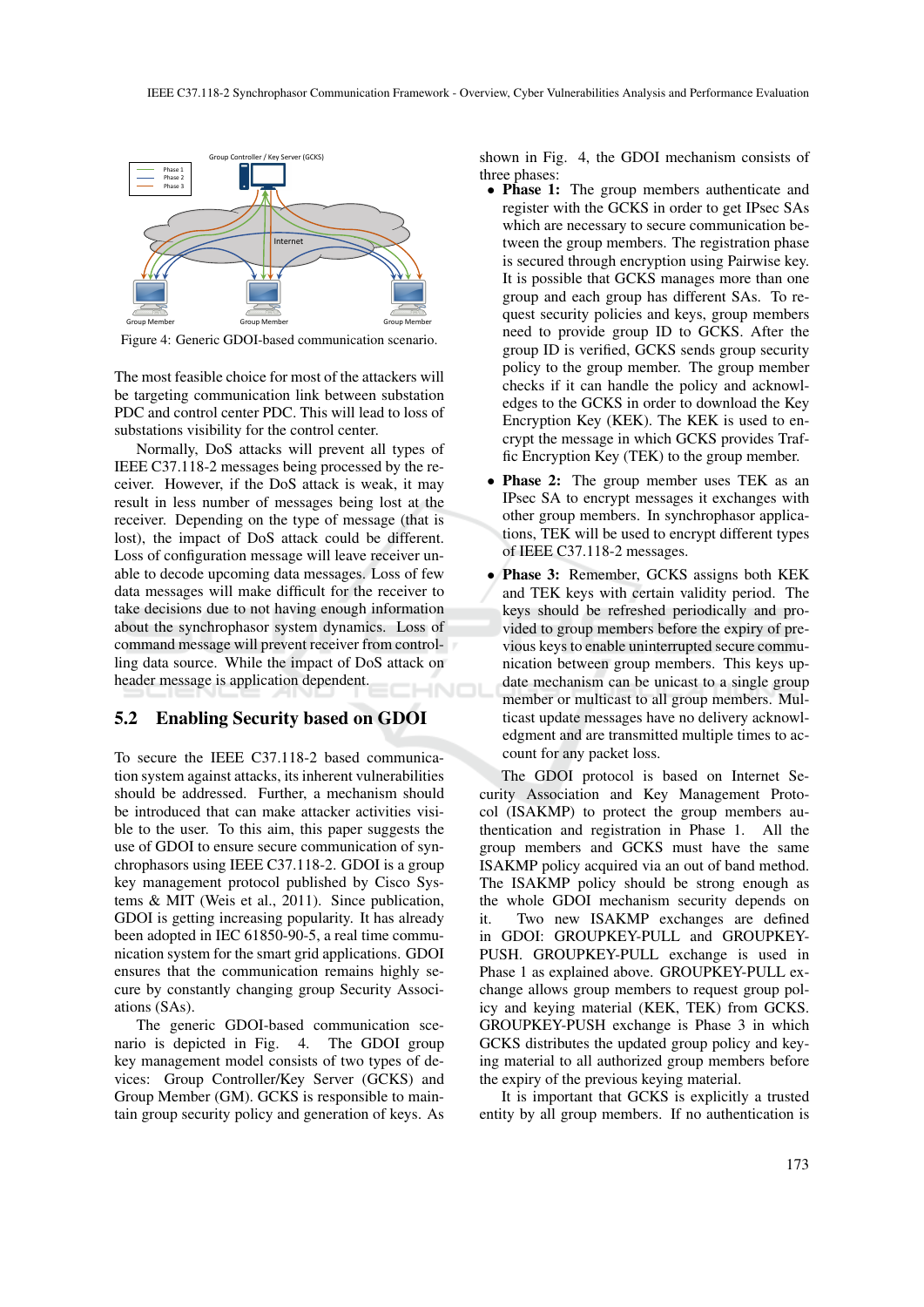Figure 4: Generic GDOI-based communication scenario.

The most feasible choice for most of the attackers will be targeting communication link between substation PDC and control center PDC. This will lead to loss of substations visibility for the control center.

Normally, DoS attacks will prevent all types of IEEE C37.118-2 messages being processed by the receiver. However, if the DoS attack is weak, it may result in less number of messages being lost at the receiver. Depending on the type of message (that is lost), the impact of DoS attack could be different. Loss of configuration message will leave receiver unable to decode upcoming data messages. Loss of few data messages will make difficult for the receiver to take decisions due to not having enough information about the synchrophasor system dynamics. Loss of command message will prevent receiver from controlling data source. While the impact of DoS attack on header message is application dependent.

## 5.2 Enabling Security based on GDOI

To secure the IEEE C37.118-2 based communication system against attacks, its inherent vulnerabilities should be addressed. Further, a mechanism should be introduced that can make attacker activities visible to the user. To this aim, this paper suggests the use of GDOI to ensure secure communication of synchrophasors using IEEE C37.118-2. GDOI is a group key management protocol published by Cisco Systems & MIT (Weis et al., 2011). Since publication, GDOI is getting increasing popularity. It has already been adopted in IEC 61850-90-5, a real time communication system for the smart grid applications. GDOI ensures that the communication remains highly secure by constantly changing group Security Associations (SAs).

The generic GDOI-based communication scenario is depicted in Fig. 4. The GDOI group key management model consists of two types of devices: Group Controller/Key Server (GCKS) and Group Member (GM). GCKS is responsible to maintain group security policy and generation of keys. As shown in Fig. 4, the GDOI mechanism consists of three phases:

- **Phase 1:** The group members authenticate and register with the GCKS in order to get IPsec SAs which are necessary to secure communication between the group members. The registration phase is secured through encryption using Pairwise key. It is possible that GCKS manages more than one group and each group has different SAs. To request security policies and keys, group members need to provide group ID to GCKS. After the group ID is verified, GCKS sends group security policy to the group member. The group member checks if it can handle the policy and acknowledges to the GCKS in order to download the Key Encryption Key (KEK). The KEK is used to encrypt the message in which GCKS provides Traffic Encryption Key (TEK) to the group member.
- **Phase 2:** The group member uses TEK as an IPsec SA to encrypt messages it exchanges with other group members. In synchrophasor applications, TEK will be used to encrypt different types of IEEE C37.118-2 messages.
- **Phase 3:** Remember, GCKS assigns both KEK and TEK keys with certain validity period. The keys should be refreshed periodically and provided to group members before the expiry of previous keys to enable uninterrupted secure communication between group members. This keys update mechanism can be unicast to a single group member or multicast to all group members. Multicast update messages have no delivery acknowledgment and are transmitted multiple times to account for any packet loss.

The GDOI protocol is based on Internet Security Association and Key Management Protocol (ISAKMP) to protect the group members authentication and registration in Phase 1. All the group members and GCKS must have the same ISAKMP policy acquired via an out of band method. The ISAKMP policy should be strong enough as the whole GDOI mechanism security depends on it. Two new ISAKMP exchanges are defined in GDOI: GROUPKEY-PULL and GROUPKEY-PUSH. GROUPKEY-PULL exchange is used in Phase 1 as explained above. GROUPKEY-PULL exchange allows group members to request group policy and keying material (KEK, TEK) from GCKS. GROUPKEY-PUSH exchange is Phase 3 in which GCKS distributes the updated group policy and keying material to all authorized group members before the expiry of the previous keying material.

It is important that GCKS is explicitly a trusted entity by all group members. If no authentication is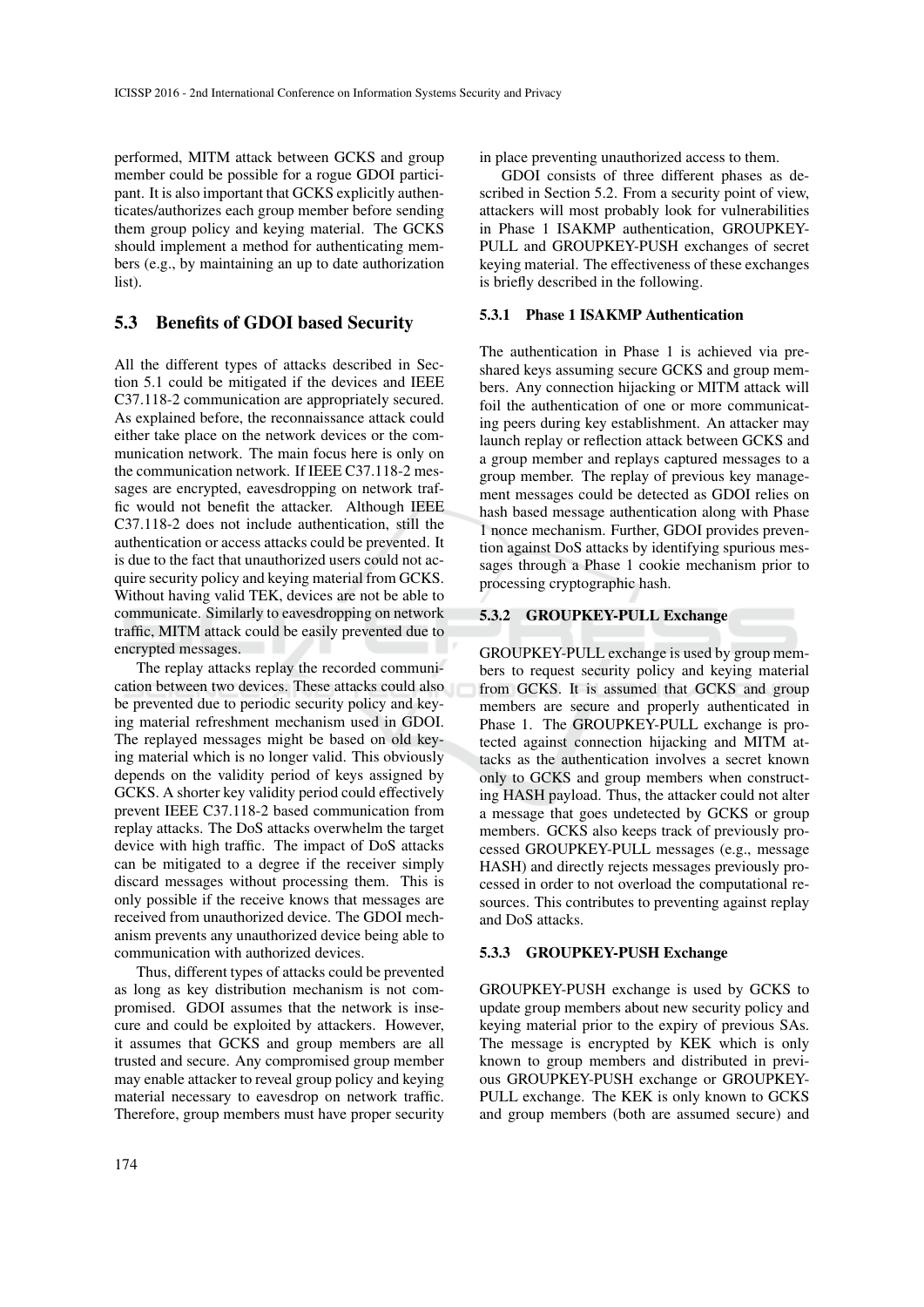performed, MITM attack between GCKS and group member could be possible for a rogue GDOI participant. It is also important that GCKS explicitly authenticates/authorizes each group member before sending them group policy and keying material. The GCKS should implement a method for authenticating members (e.g., by maintaining an up to date authorization list).

## 5.3 Benefits of GDOI based Security

All the different types of attacks described in Section 5.1 could be mitigated if the devices and IEEE C37.118-2 communication are appropriately secured. As explained before, the reconnaissance attack could either take place on the network devices or the communication network. The main focus here is only on the communication network. If IEEE C37.118-2 messages are encrypted, eavesdropping on network traffic would not benefit the attacker. Although IEEE C37.118-2 does not include authentication, still the authentication or access attacks could be prevented. It is due to the fact that unauthorized users could not acquire security policy and keying material from GCKS. Without having valid TEK, devices are not be able to communicate. Similarly to eavesdropping on network traffic, MITM attack could be easily prevented due to encrypted messages.

The replay attacks replay the recorded communication between two devices. These attacks could also be prevented due to periodic security policy and keying material refreshment mechanism used in GDOI. The replayed messages might be based on old keying material which is no longer valid. This obviously depends on the validity period of keys assigned by GCKS. A shorter key validity period could effectively prevent IEEE C37.118-2 based communication from replay attacks. The DoS attacks overwhelm the target device with high traffic. The impact of DoS attacks can be mitigated to a degree if the receiver simply discard messages without processing them. This is only possible if the receive knows that messages are received from unauthorized device. The GDOI mechanism prevents any unauthorized device being able to communication with authorized devices.

Thus, different types of attacks could be prevented as long as key distribution mechanism is not compromised. GDOI assumes that the network is insecure and could be exploited by attackers. However, it assumes that GCKS and group members are all trusted and secure. Any compromised group member may enable attacker to reveal group policy and keying material necessary to eavesdrop on network traffic. Therefore, group members must have proper security in place preventing unauthorized access to them.

GDOI consists of three different phases as described in Section 5.2. From a security point of view, attackers will most probably look for vulnerabilities in Phase 1 ISAKMP authentication, GROUPKEY-PULL and GROUPKEY-PUSH exchanges of secret keying material. The effectiveness of these exchanges is briefly described in the following.

### 5.3.1 Phase 1 ISAKMP Authentication

The authentication in Phase 1 is achieved via pre-shared keys assuming secure GCKS and group members. Any connection hijacking or MITM attack will foil the authentication of one or more communicating peers during key establishment. An attacker may launch replay or reflection attack between GCKS and a group member and replays captured messages to a group member. The replay of previous key management messages could be detected as GDOI relies on hash based message authentication along with Phase 1 nonce mechanism. Further, GDOI provides prevention against DoS attacks by identifying spurious messages through a Phase 1 cookie mechanism prior to processing cryptographic hash.

### 5.3.2 GROUPKEY-PULL Exchange

GROUPKEY-PULL exchange is used by group members to request security policy and keying material from GCKS. It is assumed that GCKS and group members are secure and properly authenticated in Phase 1. The GROUPKEY-PULL exchange is protected against connection hijacking and MITM attacks as the authentication involves a secret known only to GCKS and group members when constructing HASH payload. Thus, the attacker could not alter a message that goes undetected by GCKS or group members. GCKS also keeps track of previously processed GROUPKEY-PULL messages (e.g., message HASH) and directly rejects messages previously processed in order to not overload the computational resources. This contributes to preventing against replay and DoS attacks.

### 5.3.3 GROUPKEY-PUSH Exchange

GROUPKEY-PUSH exchange is used by GCKS to update group members about new security policy and keying material prior to the expiry of previous SAs. The message is encrypted by KEK which is only known to group members and distributed in previous GROUPKEY-PUSH exchange or GROUPKEY-PULL exchange. The KEK is only known to GCKS and group members (both are assumed secure) and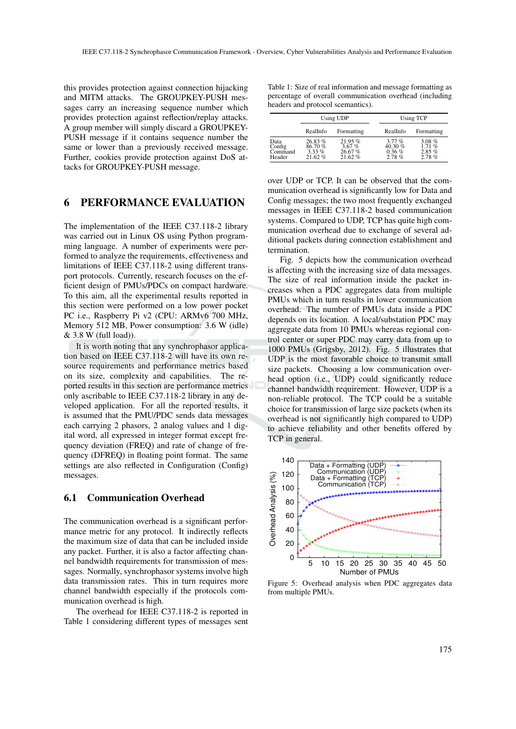this provides protection against connection hijacking and MITM attacks. The GROUPKEY-PUSH messages carry an increasing sequence number which provides protection against reflection/replay attacks. A group member will simply discard a GROUPKEY-PUSH message if it contains sequence number the same or lower than a previously received message. Further, cookies provide protection against DoS attacks for GROUPKEY-PUSH message.

## 6 PERFORMANCE EVALUATION

The implementation of the IEEE C37.118-2 library was carried out in Linux OS using Python programming language. A number of experiments were performed to analyze the requirements, effectiveness and limitations of IEEE C37.118-2 using different transport protocols. Currently, research focuses on the efficient design of PMUs/PDCs on compact hardware. To this aim, all the experimental results reported in this section were performed on a low power pocket PC i.e., Raspberry Pi v2 (CPU: ARMv6 700 MHz, Memory 512 MB, Power consumption: 3.6 W (idle) & 3.8 W (full load)).

It is worth noting that any synchrophasor application based on IEEE C37.118-2 will have its own resource requirements and performance metrics based on its size, complexity and capabilities. The reported results in this section are performance metrics only ascribable to IEEE C37.118-2 library in any developed application. For all the reported results, it is assumed that the PMU/PDC sends data messages each carrying 2 phasors, 2 analog values and 1 digital word, all expressed in integer format except frequency deviation (FREQ) and rate of change of frequency (DFREQ) in floating point format. The same settings are also reflected in Configuration (Config) messages.

### 6.1 Communication Overhead

The communication overhead is a significant performance metric for any protocol. It indirectly reflects the maximum size of data that can be included inside any packet. Further, it is also a factor affecting channel bandwidth requirements for transmission of messages. Normally, synchrophasor systems involve high data transmission rates. This in turn requires more channel bandwidth especially if the protocols communication overhead is high.

The overhead for IEEE C37.118-2 is reported in Table 1 considering different types of messages sent over UDP or TCP. It can be observed that the communication overhead is significantly low for Data and Config messages; the two most frequently exchanged messages in IEEE C37.118-2 based communication systems. Compared to UDP, TCP has quite high communication overhead due to exchange of several additional packets during connection establishment and termination.

Table 1: Size of real information and message formatting as percentage of overall communication overhead (including headers and protocol scemantics).

| | Using UDP | | Using TCP | |
|---|---|---|---|---|
| | RealInfo | Formatting | RealInfo | Formatting |
| Data | 26.83 % | 21.95 % | 3.77 % | 3.08 % |
| Config | 86.70 % | 3.67 % | 40.30 % | 1.71 % |
| Command | 3.33 % | 26.67 % | 0.36 % | 2.85 % |
| Header | 21.62 % | 21.62 % | 2.78 % | 2.78 % |

Fig. 5 depicts how the communication overhead is affecting with the increasing size of data messages. The size of real information inside the packet increases when a PDC aggregates data from multiple PMUs which in turn results in lower communication overhead. The number of PMUs data inside a PDC depends on its location. A local/substation PDC may aggregate data from 10 PMUs whereas regional control center or super PDC may carry data from up to 1000 PMUs (Grigsby, 2012). Fig. 5 illustrates that UDP is the most favorable choice to transmit small size packets. Choosing a low communication overhead option (i.e., UDP) could significantly reduce channel bandwidth requirement. However, UDP is a non-reliable protocol. The TCP could be a suitable choice for transmission of large size packets (when its overhead is not significantly high compared to UDP) to achieve reliability and other benefits offered by TCP in general.

Figure 5: Overhead analysis when PDC aggregates data from multiple PMUs.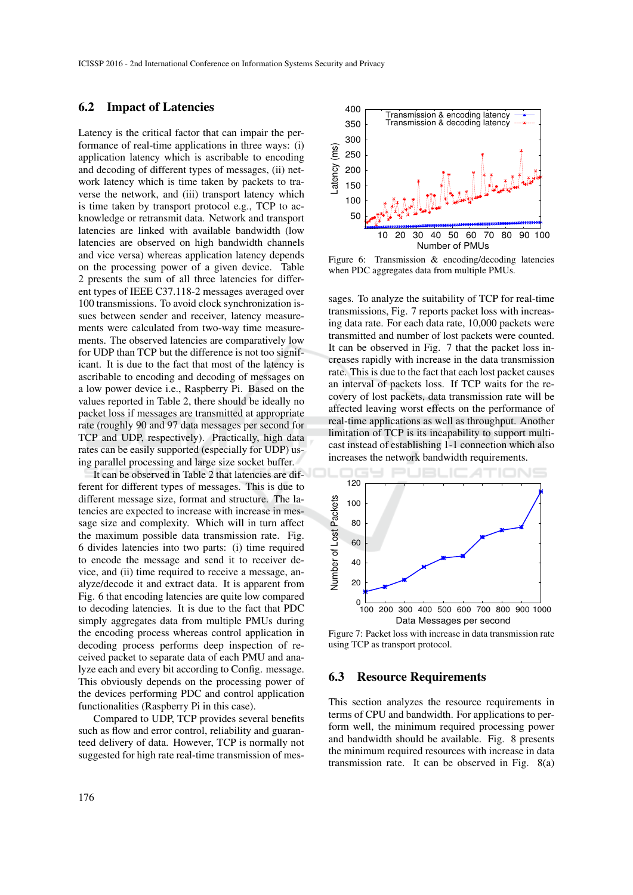### 6.2 Impact of Latencies

Latency is the critical factor that can impair the performance of real-time applications in three ways: (i) application latency which is ascribable to encoding and decoding of different types of messages, (ii) network latency which is time taken by packets to traverse the network, and (iii) transport latency which is time taken by transport protocol e.g., TCP to acknowledge or retransmit data. Network and transport latencies are linked with available bandwidth (low latencies are observed on high bandwidth channels and vice versa) whereas application latency depends on the processing power of a given device. Table 2 presents the sum of all three latencies for different types of IEEE C37.118-2 messages averaged over 100 transmissions. To avoid clock synchronization issues between sender and receiver, latency measurements were calculated from two-way time measurements. The observed latencies are comparatively low for UDP than TCP but the difference is not too significant. It is due to the fact that most of the latency is ascribable to encoding and decoding of messages on a low power device i.e., Raspberry Pi. Based on the values reported in Table 2, there should be ideally no packet loss if messages are transmitted at appropriate rate (roughly 90 and 97 data messages per second for TCP and UDP, respectively). Practically, high data rates can be easily supported (especially for UDP) using parallel processing and large size socket buffer.

It can be observed in Table 2 that latencies are different for different types of messages. This is due to different message size, format and structure. The latencies are expected to increase with increase in message size and complexity. Which will in turn affect the maximum possible data transmission rate. Fig. 6 divides latencies into two parts: (i) time required to encode the message and send it to receiver device, and (ii) time required to receive a message, analyze/decode it and extract data. It is apparent from Fig. 6 that encoding latencies are quite low compared to decoding latencies. It is due to the fact that PDC simply aggregates data from multiple PMUs during the encoding process whereas control application in decoding process performs deep inspection of received packet to separate data of each PMU and analyze each and every bit according to Config. message. This obviously depends on the processing power of the devices performing PDC and control application functionalities (Raspberry Pi in this case).

Compared to UDP, TCP provides several benefits such as flow and error control, reliability and guaranteed delivery of data. However, TCP is normally not suggested for high rate real-time transmission of messages. To analyze the suitability of TCP for real-time transmissions, Fig. 7 reports packet loss with increasing data rate. For each data rate, 10,000 packets were transmitted and number of lost packets were counted. It can be observed in Fig. 7 that the packet loss increases rapidly with increase in the data transmission rate. This is due to the fact that each lost packet causes an interval of packets loss. If TCP waits for the recovery of lost packets, data transmission rate will be affected leaving worst effects on the performance of real-time applications as well as throughput. Another limitation of TCP is its incapability to support multicast instead of establishing 1-1 connection which also increases the network bandwidth requirements.

Figure 6: Transmission & encoding/decoding latencies when PDC aggregates data from multiple PMUs.

Figure 7: Packet loss with increase in data transmission rate using TCP as transport protocol.

### 6.3 Resource Requirements

This section analyzes the resource requirements in terms of CPU and bandwidth. For applications to perform well, the minimum required processing power and bandwidth should be available. Fig. 8 presents the minimum required resources with increase in data transmission rate. It can be observed in Fig. 8(a)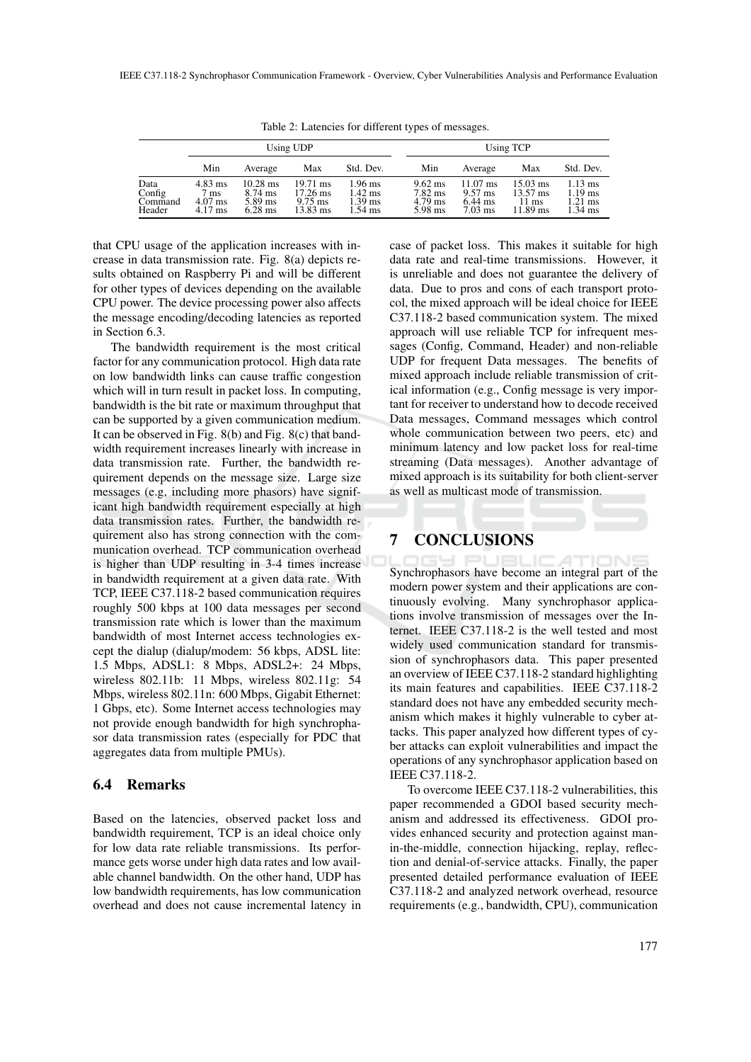Table 2: Latencies for different types of messages.

| | Using UDP | | | | Using TCP | | | |
|---|---|---|---|---|---|---|---|---|
| | Min | Average | Max | Std. Dev. | Min | Average | Max | Std. Dev. |
| Data | 4.83 ms | 10.28 ms | 19.71 ms | 1.96 ms | 9.62 ms | 11.07 ms | 15.03 ms | 1.13 ms |
| Config | 7 ms | 8.74 ms | 17.26 ms | 1.42 ms | 7.82 ms | 9.57 ms | 13.57 ms | 1.19 ms |
| Command | 4.07 ms | 5.89 ms | 9.75 ms | 1.39 ms | 4.79 ms | 6.44 ms | 11 ms | 1.21 ms |
| Header | 4.17 ms | 6.28 ms | 13.83 ms | 1.54 ms | 5.98 ms | 7.03 ms | 11.89 ms | 1.34 ms |

that CPU usage of the application increases with increase in data transmission rate. Fig. 8(a) depicts results obtained on Raspberry Pi and will be different for other types of devices depending on the available CPU power. The device processing power also affects the message encoding/decoding latencies as reported in Section 6.3.

The bandwidth requirement is the most critical factor for any communication protocol. High data rate on low bandwidth links can cause traffic congestion which will in turn result in packet loss. In computing, bandwidth is the bit rate or maximum throughput that can be supported by a given communication medium. It can be observed in Fig. 8(b) and Fig. 8(c) that bandwidth requirement increases linearly with increase in data transmission rate. Further, the bandwidth requirement depends on the message size. Large size messages (e.g, including more phasors) have significant high bandwidth requirement especially at high data transmission rates. Further, the bandwidth requirement also has strong connection with the communication overhead. TCP communication overhead is higher than UDP resulting in 3-4 times increase in bandwidth requirement at a given data rate. With TCP, IEEE C37.118-2 based communication requires roughly 500 kbps at 100 data messages per second transmission rate which is lower than the maximum bandwidth of most Internet access technologies except the dialup (dialup/modem: 56 kbps, ADSL lite: 1.5 Mbps, ADSL1: 8 Mbps, ADSL2+: 24 Mbps, wireless 802.11b: 11 Mbps, wireless 802.11g: 54 Mbps, wireless 802.11n: 600 Mbps, Gigabit Ethernet: 1 Gbps, etc). Some Internet access technologies may not provide enough bandwidth for high synchrophasor data transmission rates (especially for PDC that aggregates data from multiple PMUs).

### 6.4 Remarks

Based on the latencies, observed packet loss and bandwidth requirement, TCP is an ideal choice only for low data rate reliable transmissions. Its performance gets worse under high data rates and low available channel bandwidth. On the other hand, UDP has low bandwidth requirements, has low communication overhead and does not cause incremental latency in case of packet loss. This makes it suitable for high data rate and real-time transmissions. However, it is unreliable and does not guarantee the delivery of data. Due to pros and cons of each transport protocol, the mixed approach will be ideal choice for IEEE C37.118-2 based communication system. The mixed approach will use reliable TCP for infrequent messages (Config, Command, Header) and non-reliable UDP for frequent Data messages. The benefits of mixed approach include reliable transmission of critical information (e.g., Config message is very important for receiver to understand how to decode received Data messages, Command messages which control whole communication between two peers, etc) and minimum latency and low packet loss for real-time streaming (Data messages). Another advantage of mixed approach is its suitability for both client-server as well as multicast mode of transmission.

## 7 CONCLUSIONS

Synchrophasors have become an integral part of the modern power system and their applications are continuously evolving. Many synchrophasor applications involve transmission of messages over the Internet. IEEE C37.118-2 is the well tested and most widely used communication standard for transmission of synchrophasors data. This paper presented an overview of IEEE C37.118-2 standard highlighting its main features and capabilities. IEEE C37.118-2 standard does not have any embedded security mechanism which makes it highly vulnerable to cyber attacks. This paper analyzed how different types of cyber attacks can exploit vulnerabilities and impact the operations of any synchrophasor application based on IEEE C37.118-2.

To overcome IEEE C37.118-2 vulnerabilities, this paper recommended a GDOI based security mechanism and addressed its effectiveness. GDOI provides enhanced security and protection against man-in-the-middle, connection hijacking, replay, reflection and denial-of-service attacks. Finally, the paper presented detailed performance evaluation of IEEE C37.118-2 and analyzed network overhead, resource requirements (e.g., bandwidth, CPU), communication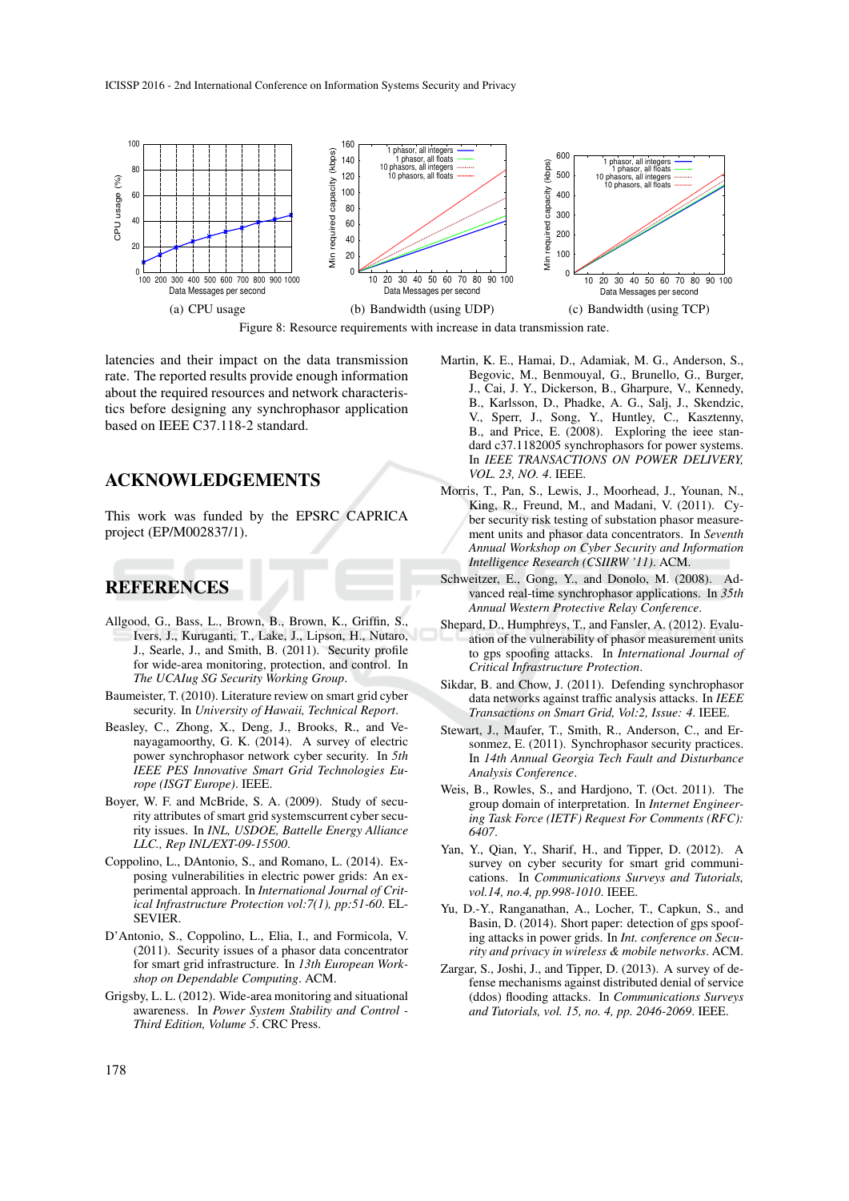CPU usage (%)
100
80
60
40
20
0
100 200 300 400 500 600 700 800 900 1000
Data Messages per second

(a) CPU usage

Min required capacity (kbps)
160
140
120
100
80
60
40
20
0
10 20 30 40 50 60 70 80 90 100
Data Messages per second
1 phasor, all integers
1 phasor, all floats
10 phasors, all integers
10 phasors, all floats

(b) Bandwidth (using UDP)

Min required capacity (kbps)
600
500
400
300
200
100
0
10 20 30 40 50 60 70 80 90 100
Data Messages per second
1 phasor, all integers
1 phasor, all floats
10 phasors, all integers
10 phasors, all floats

(c) Bandwidth (using TCP)

Figure 8: Resource requirements with increase in data transmission rate.

latencies and their impact on the data transmission rate. The reported results provide enough information about the required resources and network characteristics before designing any synchrophasor application based on IEEE C37.118-2 standard.

## ACKNOWLEDGEMENTS

This work was funded by the EPSRC CAPRICA project (EP/M002837/1).

## REFERENCES

Allgood, G., Bass, L., Brown, B., Brown, K., Griffin, S., Ivers, J., Kuruganti, T., Lake, J., Lipson, H., Nutaro, J., Searle, J., and Smith, B. (2011). Security profile for wide-area monitoring, protection, and control. In *The UCAIug SG Security Working Group*.

Baumeister, T. (2010). Literature review on smart grid cyber security. In *University of Hawaii, Technical Report*.

Beasley, C., Zhong, X., Deng, J., Brooks, R., and Venayagamoorthy, G. K. (2014). A survey of electric power synchrophasor network cyber security. In *5th IEEE PES Innovative Smart Grid Technologies Europe (ISGT Europe)*. IEEE.

Boyer, W. F. and McBride, S. A. (2009). Study of security attributes of smart grid systemscurrent cyber security issues. In *INL, USDOE, Battelle Energy Alliance LLC., Rep INL/EXT-09-15500*.

Coppolino, L., DAntonio, S., and Romano, L. (2014). Exposing vulnerabilities in electric power grids: An experimental approach. In *International Journal of Critical Infrastructure Protection vol:7(1), pp:51-60*. ELSEVIER.

D'Antonio, S., Coppolino, L., Elia, I., and Formicola, V. (2011). Security issues of a phasor data concentrator for smart grid infrastructure. In *13th European Workshop on Dependable Computing*. ACM.

Grigsby, L. L. (2012). Wide-area monitoring and situational awareness. In *Power System Stability and Control - Third Edition, Volume 5*. CRC Press.

Martin, K. E., Hamai, D., Adamiak, M. G., Anderson, S., Begovic, M., Benmouyal, G., Brunello, G., Burger, J., Cai, J. Y., Dickerson, B., Gharpure, V., Kennedy, B., Karlsson, D., Phadke, A. G., Salj, J., Skendzic, V., Sperr, J., Song, Y., Huntley, C., Kasztenny, B., and Price, E. (2008). Exploring the ieee standard c37.1182005 synchrophasors for power systems. In *IEEE TRANSACTIONS ON POWER DELIVERY, VOL. 23, NO. 4*. IEEE.

Morris, T., Pan, S., Lewis, J., Moorhead, J., Younan, N., King, R., Freund, M., and Madani, V. (2011). Cyber security risk testing of substation phasor measurement units and phasor data concentrators. In *Seventh Annual Workshop on Cyber Security and Information Intelligence Research (CSIIRW '11)*. ACM.

Schweitzer, E., Gong, Y., and Donolo, M. (2008). Advanced real-time synchrophasor applications. In *35th Annual Western Protective Relay Conference*.

Shepard, D., Humphreys, T., and Fansler, A. (2012). Evaluation of the vulnerability of phasor measurement units to gps spoofing attacks. In *International Journal of Critical Infrastructure Protection*.

Sikdar, B. and Chow, J. (2011). Defending synchrophasor data networks against traffic analysis attacks. In *IEEE Transactions on Smart Grid, Vol:2, Issue: 4*. IEEE.

Stewart, J., Maufer, T., Smith, R., Anderson, C., and Ersonmez, E. (2011). Synchrophasor security practices. In *14th Annual Georgia Tech Fault and Disturbance Analysis Conference*.

Weis, B., Rowles, S., and Hardjono, T. (Oct. 2011). The group domain of interpretation. In *Internet Engineering Task Force (IETF) Request For Comments (RFC): 6407*.

Yan, Y., Qian, Y., Sharif, H., and Tipper, D. (2012). A survey on cyber security for smart grid communications. In *Communications Surveys and Tutorials, vol.14, no.4, pp.998-1010*. IEEE.

Yu, D.-Y., Ranganathan, A., Locher, T., Capkun, S., and Basin, D. (2014). Short paper: detection of gps spoofing attacks in power grids. In *Int. conference on Security and privacy in wireless & mobile networks*. ACM.

Zargar, S., Joshi, J., and Tipper, D. (2013). A survey of defense mechanisms against distributed denial of service (ddos) flooding attacks. In *Communications Surveys and Tutorials, vol. 15, no. 4, pp. 2046-2069*. IEEE.